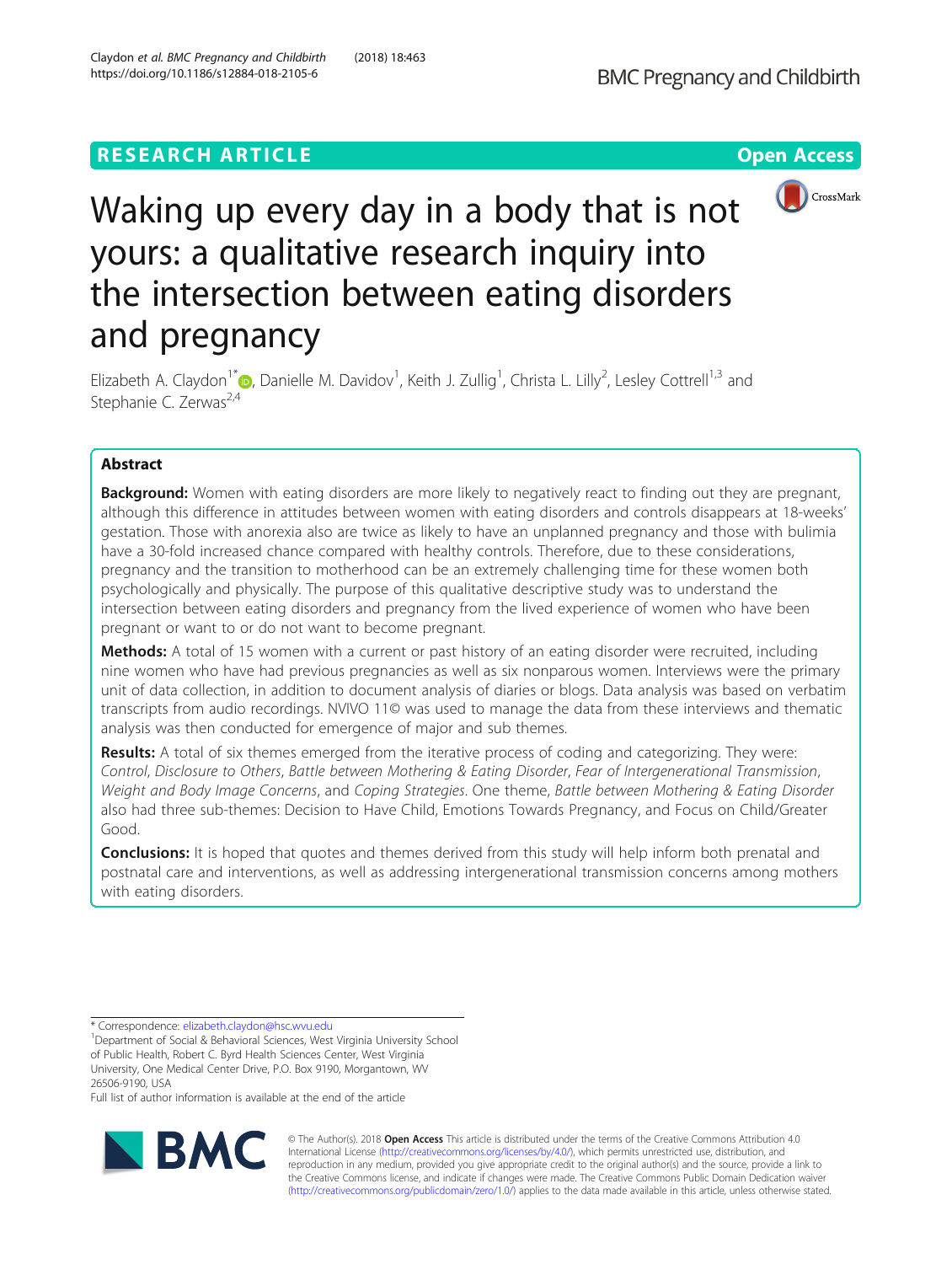RESEARCH ARTICLE

Open Access

# Waking up every day in a body that is not yours: a qualitative research inquiry into the intersection between eating disorders and pregnancy

Elizabeth A. Claydon[1*], Danielle M. Davidov[1], Keith J. Zullig[1], Christa L. Lilly[2], Lesley Cottrell[1,3] and Stephanie C. Zerwas[2,4]

## Abstract

**Background:** Women with eating disorders are more likely to negatively react to finding out they are pregnant, although this difference in attitudes between women with eating disorders and controls disappears at 18-weeks' gestation. Those with anorexia also are twice as likely to have an unplanned pregnancy and those with bulimia have a 30-fold increased chance compared with healthy controls. Therefore, due to these considerations, pregnancy and the transition to motherhood can be an extremely challenging time for these women both psychologically and physically. The purpose of this qualitative descriptive study was to understand the intersection between eating disorders and pregnancy from the lived experience of women who have been pregnant or want to or do not want to become pregnant.

**Methods:** A total of 15 women with a current or past history of an eating disorder were recruited, including nine women who have had previous pregnancies as well as six nonparous women. Interviews were the primary unit of data collection, in addition to document analysis of diaries or blogs. Data analysis was based on verbatim transcripts from audio recordings. NVIVO 11© was used to manage the data from these interviews and thematic analysis was then conducted for emergence of major and sub themes.

**Results:** A total of six themes emerged from the iterative process of coding and categorizing. They were: *Control*, *Disclosure to Others*, *Battle between Mothering & Eating Disorder*, *Fear of Intergenerational Transmission*, *Weight and Body Image Concerns*, and *Coping Strategies*. One theme, *Battle between Mothering & Eating Disorder* also had three sub-themes: Decision to Have Child, Emotions Towards Pregnancy, and Focus on Child/Greater Good.

**Conclusions:** It is hoped that quotes and themes derived from this study will help inform both prenatal and postnatal care and interventions, as well as addressing intergenerational transmission concerns among mothers with eating disorders.

---

* Correspondence: elizabeth.claydon@hsc.wvu.edu
[1]Department of Social & Behavioral Sciences, West Virginia University School of Public Health, Robert C. Byrd Health Sciences Center, West Virginia University, One Medical Center Drive, P.O. Box 9190, Morgantown, WV 26506-9190, USA
Full list of author information is available at the end of the article

© The Author(s). 2018 **Open Access** This article is distributed under the terms of the Creative Commons Attribution 4.0 International License (http://creativecommons.org/licenses/by/4.0/), which permits unrestricted use, distribution, and reproduction in any medium, provided you give appropriate credit to the original author(s) and the source, provide a link to the Creative Commons license, and indicate if changes were made. The Creative Commons Public Domain Dedication waiver (http://creativecommons.org/publicdomain/zero/1.0/) applies to the data made available in this article, unless otherwise stated.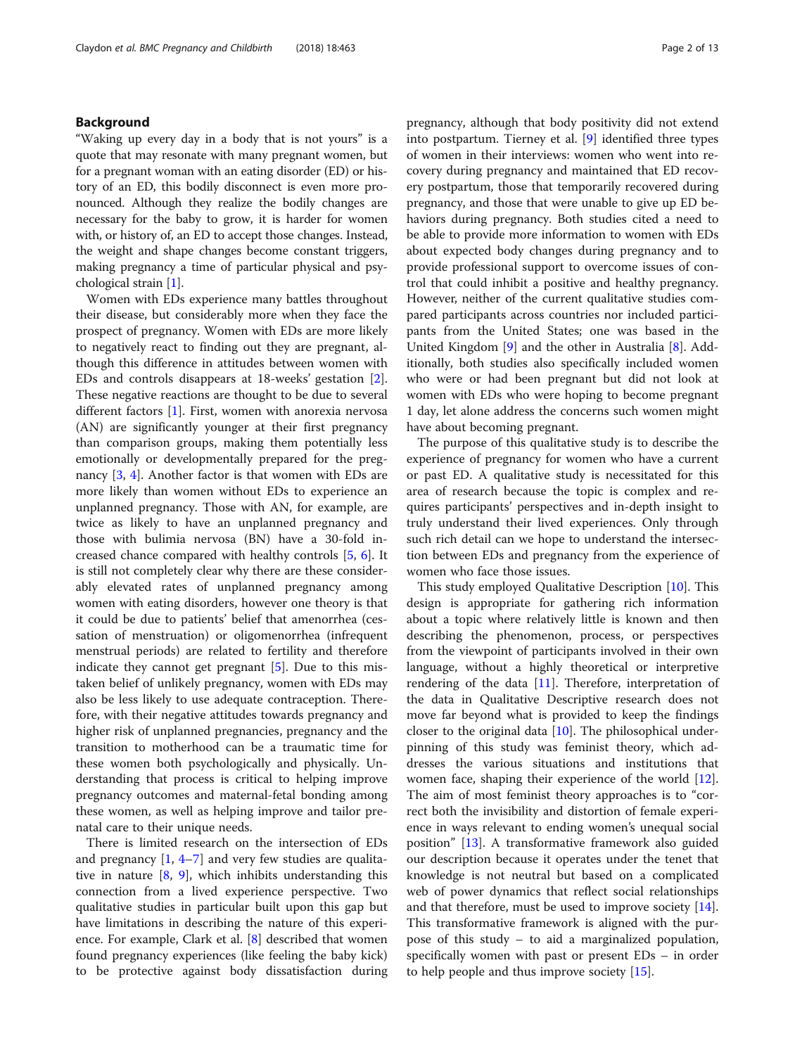## Background

"Waking up every day in a body that is not yours" is a quote that may resonate with many pregnant women, but for a pregnant woman with an eating disorder (ED) or history of an ED, this bodily disconnect is even more pronounced. Although they realize the bodily changes are necessary for the baby to grow, it is harder for women with, or history of, an ED to accept those changes. Instead, the weight and shape changes become constant triggers, making pregnancy a time of particular physical and psychological strain [1].

Women with EDs experience many battles throughout their disease, but considerably more when they face the prospect of pregnancy. Women with EDs are more likely to negatively react to finding out they are pregnant, although this difference in attitudes between women with EDs and controls disappears at 18-weeks' gestation [2]. These negative reactions are thought to be due to several different factors [1]. First, women with anorexia nervosa (AN) are significantly younger at their first pregnancy than comparison groups, making them potentially less emotionally or developmentally prepared for the pregnancy [3, 4]. Another factor is that women with EDs are more likely than women without EDs to experience an unplanned pregnancy. Those with AN, for example, are twice as likely to have an unplanned pregnancy and those with bulimia nervosa (BN) have a 30-fold increased chance compared with healthy controls [5, 6]. It is still not completely clear why there are these considerably elevated rates of unplanned pregnancy among women with eating disorders, however one theory is that it could be due to patients' belief that amenorrhea (cessation of menstruation) or oligomenorrhea (infrequent menstrual periods) are related to fertility and therefore indicate they cannot get pregnant [5]. Due to this mistaken belief of unlikely pregnancy, women with EDs may also be less likely to use adequate contraception. Therefore, with their negative attitudes towards pregnancy and higher risk of unplanned pregnancies, pregnancy and the transition to motherhood can be a traumatic time for these women both psychologically and physically. Understanding that process is critical to helping improve pregnancy outcomes and maternal-fetal bonding among these women, as well as helping improve and tailor prenatal care to their unique needs.

There is limited research on the intersection of EDs and pregnancy [1, 4–7] and very few studies are qualitative in nature [8, 9], which inhibits understanding this connection from a lived experience perspective. Two qualitative studies in particular built upon this gap but have limitations in describing the nature of this experience. For example, Clark et al. [8] described that women found pregnancy experiences (like feeling the baby kick) to be protective against body dissatisfaction during pregnancy, although that body positivity did not extend into postpartum. Tierney et al. [9] identified three types of women in their interviews: women who went into recovery during pregnancy and maintained that ED recovery postpartum, those that temporarily recovered during pregnancy, and those that were unable to give up ED behaviors during pregnancy. Both studies cited a need to be able to provide more information to women with EDs about expected body changes during pregnancy and to provide professional support to overcome issues of control that could inhibit a positive and healthy pregnancy. However, neither of the current qualitative studies compared participants across countries nor included participants from the United States; one was based in the United Kingdom [9] and the other in Australia [8]. Additionally, both studies also specifically included women who were or had been pregnant but did not look at women with EDs who were hoping to become pregnant 1 day, let alone address the concerns such women might have about becoming pregnant.

The purpose of this qualitative study is to describe the experience of pregnancy for women who have a current or past ED. A qualitative study is necessitated for this area of research because the topic is complex and requires participants' perspectives and in-depth insight to truly understand their lived experiences. Only through such rich detail can we hope to understand the intersection between EDs and pregnancy from the experience of women who face those issues.

This study employed Qualitative Description [10]. This design is appropriate for gathering rich information about a topic where relatively little is known and then describing the phenomenon, process, or perspectives from the viewpoint of participants involved in their own language, without a highly theoretical or interpretive rendering of the data [11]. Therefore, interpretation of the data in Qualitative Descriptive research does not move far beyond what is provided to keep the findings closer to the original data [10]. The philosophical underpinning of this study was feminist theory, which addresses the various situations and institutions that women face, shaping their experience of the world [12]. The aim of most feminist theory approaches is to "correct both the invisibility and distortion of female experience in ways relevant to ending women's unequal social position" [13]. A transformative framework also guided our description because it operates under the tenet that knowledge is not neutral but based on a complicated web of power dynamics that reflect social relationships and that therefore, must be used to improve society [14]. This transformative framework is aligned with the purpose of this study – to aid a marginalized population, specifically women with past or present EDs – in order to help people and thus improve society [15].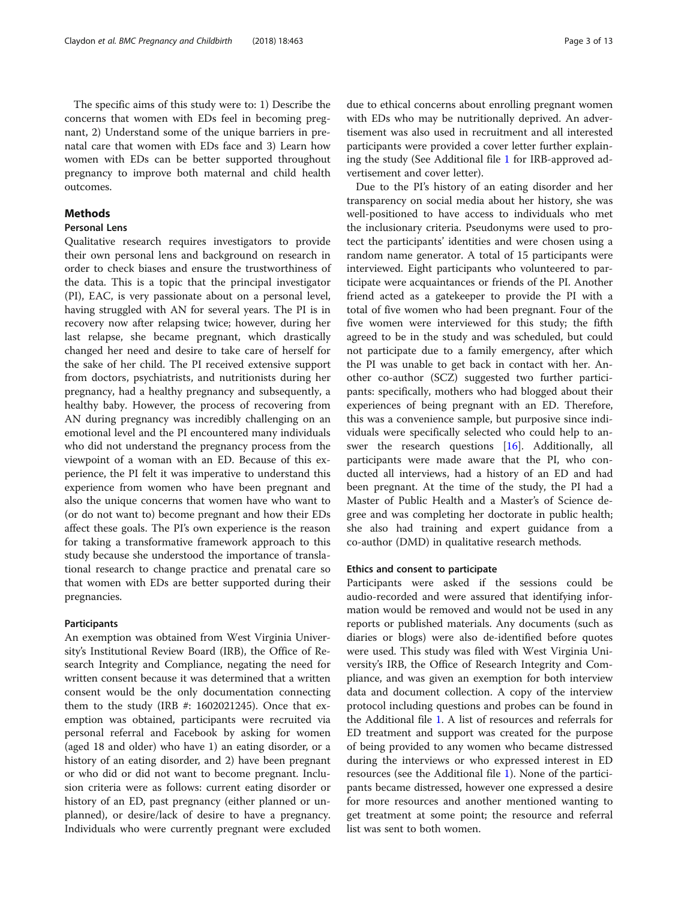The specific aims of this study were to: 1) Describe the concerns that women with EDs feel in becoming pregnant, 2) Understand some of the unique barriers in prenatal care that women with EDs face and 3) Learn how women with EDs can be better supported throughout pregnancy to improve both maternal and child health outcomes.

## Methods

### Personal Lens

Qualitative research requires investigators to provide their own personal lens and background on research in order to check biases and ensure the trustworthiness of the data. This is a topic that the principal investigator (PI), EAC, is very passionate about on a personal level, having struggled with AN for several years. The PI is in recovery now after relapsing twice; however, during her last relapse, she became pregnant, which drastically changed her need and desire to take care of herself for the sake of her child. The PI received extensive support from doctors, psychiatrists, and nutritionists during her pregnancy, had a healthy pregnancy and subsequently, a healthy baby. However, the process of recovering from AN during pregnancy was incredibly challenging on an emotional level and the PI encountered many individuals who did not understand the pregnancy process from the viewpoint of a woman with an ED. Because of this experience, the PI felt it was imperative to understand this experience from women who have been pregnant and also the unique concerns that women have who want to (or do not want to) become pregnant and how their EDs affect these goals. The PI's own experience is the reason for taking a transformative framework approach to this study because she understood the importance of translational research to change practice and prenatal care so that women with EDs are better supported during their pregnancies.

### Participants

An exemption was obtained from West Virginia University's Institutional Review Board (IRB), the Office of Research Integrity and Compliance, negating the need for written consent because it was determined that a written consent would be the only documentation connecting them to the study (IRB #: 1602021245). Once that exemption was obtained, participants were recruited via personal referral and Facebook by asking for women (aged 18 and older) who have 1) an eating disorder, or a history of an eating disorder, and 2) have been pregnant or who did or did not want to become pregnant. Inclusion criteria were as follows: current eating disorder or history of an ED, past pregnancy (either planned or unplanned), or desire/lack of desire to have a pregnancy. Individuals who were currently pregnant were excluded due to ethical concerns about enrolling pregnant women with EDs who may be nutritionally deprived. An advertisement was also used in recruitment and all interested participants were provided a cover letter further explaining the study (See Additional file 1 for IRB-approved advertisement and cover letter).

Due to the PI's history of an eating disorder and her transparency on social media about her history, she was well-positioned to have access to individuals who met the inclusionary criteria. Pseudonyms were used to protect the participants' identities and were chosen using a random name generator. A total of 15 participants were interviewed. Eight participants who volunteered to participate were acquaintances or friends of the PI. Another friend acted as a gatekeeper to provide the PI with a total of five women who had been pregnant. Four of the five women were interviewed for this study; the fifth agreed to be in the study and was scheduled, but could not participate due to a family emergency, after which the PI was unable to get back in contact with her. Another co-author (SCZ) suggested two further participants: specifically, mothers who had blogged about their experiences of being pregnant with an ED. Therefore, this was a convenience sample, but purposive since individuals were specifically selected who could help to answer the research questions [16]. Additionally, all participants were made aware that the PI, who conducted all interviews, had a history of an ED and had been pregnant. At the time of the study, the PI had a Master of Public Health and a Master's of Science degree and was completing her doctorate in public health; she also had training and expert guidance from a co-author (DMD) in qualitative research methods.

### Ethics and consent to participate

Participants were asked if the sessions could be audio-recorded and were assured that identifying information would be removed and would not be used in any reports or published materials. Any documents (such as diaries or blogs) were also de-identified before quotes were used. This study was filed with West Virginia University's IRB, the Office of Research Integrity and Compliance, and was given an exemption for both interview data and document collection. A copy of the interview protocol including questions and probes can be found in the Additional file 1. A list of resources and referrals for ED treatment and support was created for the purpose of being provided to any women who became distressed during the interviews or who expressed interest in ED resources (see the Additional file 1). None of the participants became distressed, however one expressed a desire for more resources and another mentioned wanting to get treatment at some point; the resource and referral list was sent to both women.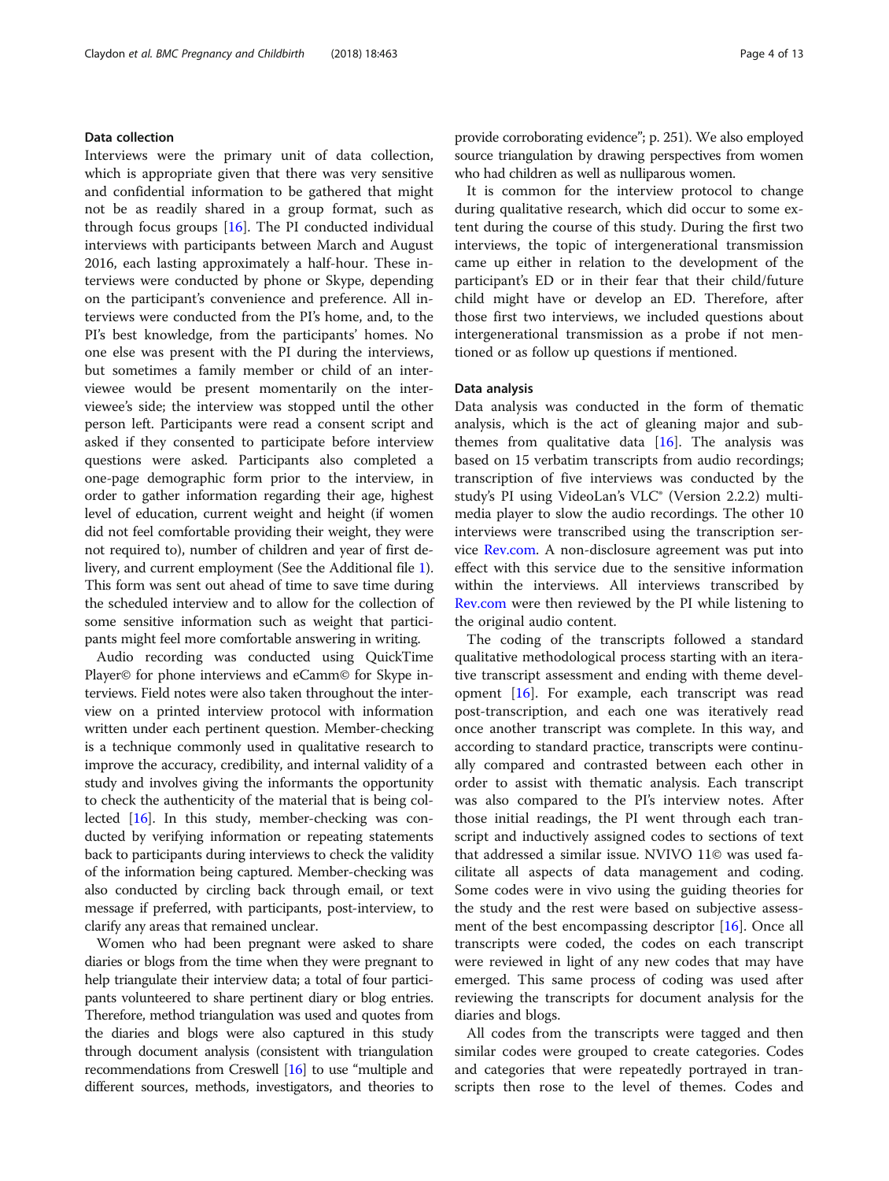## Data collection

Interviews were the primary unit of data collection, which is appropriate given that there was very sensitive and confidential information to be gathered that might not be as readily shared in a group format, such as through focus groups [16]. The PI conducted individual interviews with participants between March and August 2016, each lasting approximately a half-hour. These interviews were conducted by phone or Skype, depending on the participant's convenience and preference. All interviews were conducted from the PI's home, and, to the PI's best knowledge, from the participants' homes. No one else was present with the PI during the interviews, but sometimes a family member or child of an interviewee would be present momentarily on the interviewee's side; the interview was stopped until the other person left. Participants were read a consent script and asked if they consented to participate before interview questions were asked. Participants also completed a one-page demographic form prior to the interview, in order to gather information regarding their age, highest level of education, current weight and height (if women did not feel comfortable providing their weight, they were not required to), number of children and year of first delivery, and current employment (See the Additional file 1). This form was sent out ahead of time to save time during the scheduled interview and to allow for the collection of some sensitive information such as weight that participants might feel more comfortable answering in writing.

Audio recording was conducted using QuickTime Player© for phone interviews and eCamm© for Skype interviews. Field notes were also taken throughout the interview on a printed interview protocol with information written under each pertinent question. Member-checking is a technique commonly used in qualitative research to improve the accuracy, credibility, and internal validity of a study and involves giving the informants the opportunity to check the authenticity of the material that is being collected [16]. In this study, member-checking was conducted by verifying information or repeating statements back to participants during interviews to check the validity of the information being captured. Member-checking was also conducted by circling back through email, or text message if preferred, with participants, post-interview, to clarify any areas that remained unclear.

Women who had been pregnant were asked to share diaries or blogs from the time when they were pregnant to help triangulate their interview data; a total of four participants volunteered to share pertinent diary or blog entries. Therefore, method triangulation was used and quotes from the diaries and blogs were also captured in this study through document analysis (consistent with triangulation recommendations from Creswell [16] to use "multiple and different sources, methods, investigators, and theories to provide corroborating evidence"; p. 251). We also employed source triangulation by drawing perspectives from women who had children as well as nulliparous women.

It is common for the interview protocol to change during qualitative research, which did occur to some extent during the course of this study. During the first two interviews, the topic of intergenerational transmission came up either in relation to the development of the participant's ED or in their fear that their child/future child might have or develop an ED. Therefore, after those first two interviews, we included questions about intergenerational transmission as a probe if not mentioned or as follow up questions if mentioned.

## Data analysis

Data analysis was conducted in the form of thematic analysis, which is the act of gleaning major and subthemes from qualitative data [16]. The analysis was based on 15 verbatim transcripts from audio recordings; transcription of five interviews was conducted by the study's PI using VideoLan's VLC® (Version 2.2.2) multimedia player to slow the audio recordings. The other 10 interviews were transcribed using the transcription service Rev.com. A non-disclosure agreement was put into effect with this service due to the sensitive information within the interviews. All interviews transcribed by Rev.com were then reviewed by the PI while listening to the original audio content.

The coding of the transcripts followed a standard qualitative methodological process starting with an iterative transcript assessment and ending with theme development [16]. For example, each transcript was read post-transcription, and each one was iteratively read once another transcript was complete. In this way, and according to standard practice, transcripts were continually compared and contrasted between each other in order to assist with thematic analysis. Each transcript was also compared to the PI's interview notes. After those initial readings, the PI went through each transcript and inductively assigned codes to sections of text that addressed a similar issue. NVIVO 11© was used facilitate all aspects of data management and coding. Some codes were in vivo using the guiding theories for the study and the rest were based on subjective assessment of the best encompassing descriptor [16]. Once all transcripts were coded, the codes on each transcript were reviewed in light of any new codes that may have emerged. This same process of coding was used after reviewing the transcripts for document analysis for the diaries and blogs.

All codes from the transcripts were tagged and then similar codes were grouped to create categories. Codes and categories that were repeatedly portrayed in transcripts then rose to the level of themes. Codes and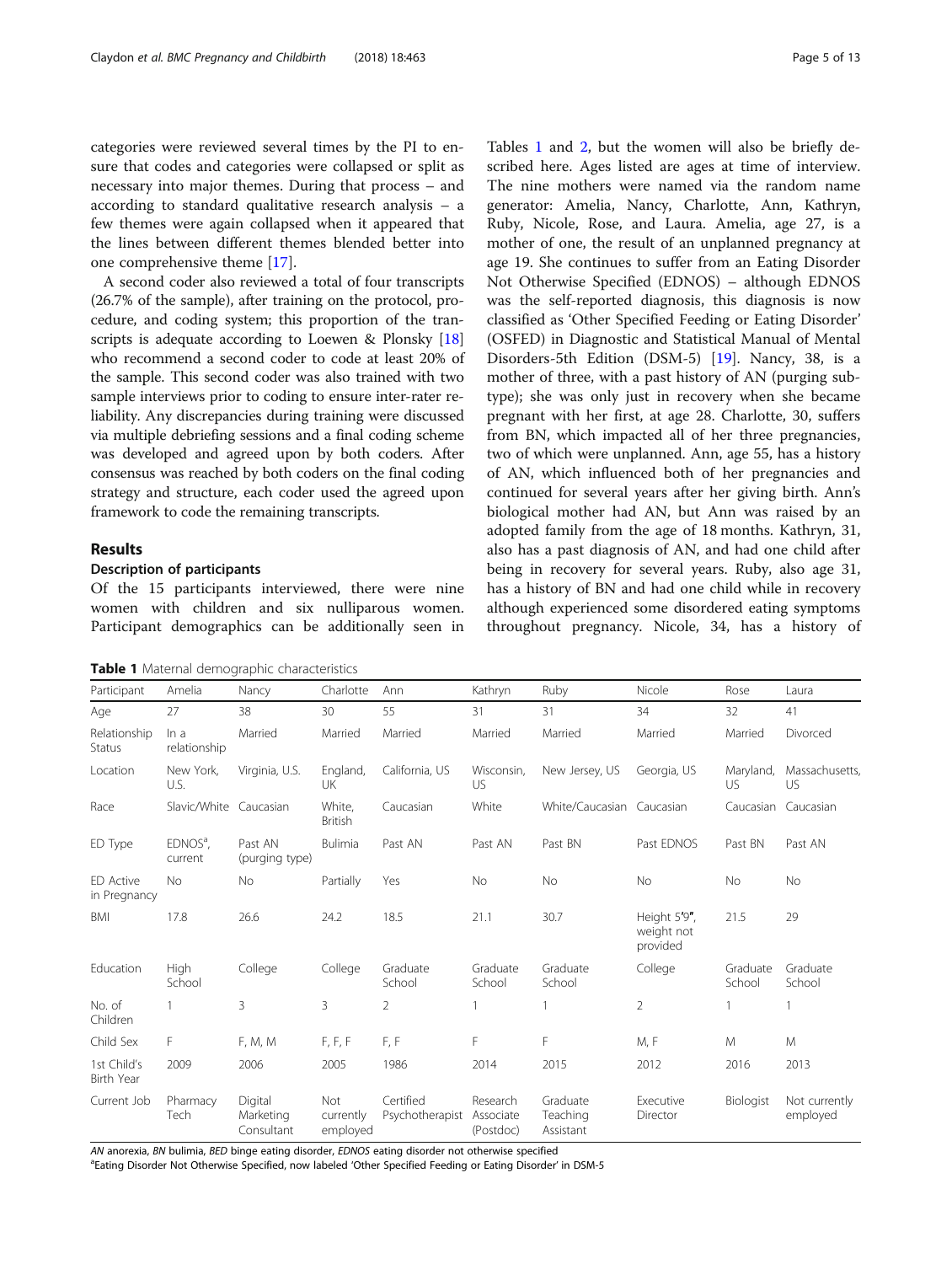categories were reviewed several times by the PI to ensure that codes and categories were collapsed or split as necessary into major themes. During that process – and according to standard qualitative research analysis – a few themes were again collapsed when it appeared that the lines between different themes blended better into one comprehensive theme [17].

A second coder also reviewed a total of four transcripts (26.7% of the sample), after training on the protocol, procedure, and coding system; this proportion of the transcripts is adequate according to Loewen & Plonsky [18] who recommend a second coder to code at least 20% of the sample. This second coder was also trained with two sample interviews prior to coding to ensure inter-rater reliability. Any discrepancies during training were discussed via multiple debriefing sessions and a final coding scheme was developed and agreed upon by both coders. After consensus was reached by both coders on the final coding strategy and structure, each coder used the agreed upon framework to code the remaining transcripts.

## Results

### Description of participants

Of the 15 participants interviewed, there were nine women with children and six nulliparous women. Participant demographics can be additionally seen in Tables 1 and 2, but the women will also be briefly described here. Ages listed are ages at time of interview. The nine mothers were named via the random name generator: Amelia, Nancy, Charlotte, Ann, Kathryn, Ruby, Nicole, Rose, and Laura. Amelia, age 27, is a mother of one, the result of an unplanned pregnancy at age 19. She continues to suffer from an Eating Disorder Not Otherwise Specified (EDNOS) – although EDNOS was the self-reported diagnosis, this diagnosis is now classified as 'Other Specified Feeding or Eating Disorder' (OSFED) in Diagnostic and Statistical Manual of Mental Disorders-5th Edition (DSM-5) [19]. Nancy, 38, is a mother of three, with a past history of AN (purging subtype); she was only just in recovery when she became pregnant with her first, at age 28. Charlotte, 30, suffers from BN, which impacted all of her three pregnancies, two of which were unplanned. Ann, age 55, has a history of AN, which influenced both of her pregnancies and continued for several years after her giving birth. Ann's biological mother had AN, but Ann was raised by an adopted family from the age of 18 months. Kathryn, 31, also has a past diagnosis of AN, and had one child after being in recovery for several years. Ruby, also age 31, has a history of BN and had one child while in recovery although experienced some disordered eating symptoms throughout pregnancy. Nicole, 34, has a history of

**Table 1** Maternal demographic characteristics

| Participant | Amelia | Nancy | Charlotte | Ann | Kathryn | Ruby | Nicole | Rose | Laura |
|---|---|---|---|---|---|---|---|---|---|
| Age | 27 | 38 | 30 | 55 | 31 | 31 | 34 | 32 | 41 |
| Relationship Status | In a relationship | Married | Married | Married | Married | Married | Married | Married | Divorced |
| Location | New York, U.S. | Virginia, U.S. | England, UK | California, US | Wisconsin, US | New Jersey, US | Georgia, US | Maryland, US | Massachusetts, US |
| Race | Slavic/White | Caucasian | White, British | Caucasian | White | White/Caucasian | Caucasian | Caucasian | Caucasian |
| ED Type | EDNOS[a], current | Past AN (purging type) | Bulimia | Past AN | Past AN | Past BN | Past EDNOS | Past BN | Past AN |
| ED Active in Pregnancy | No | No | Partially | Yes | No | No | No | No | No |
| BMI | 17.8 | 26.6 | 24.2 | 18.5 | 21.1 | 30.7 | Height 5'9", weight not provided | 21.5 | 29 |
| Education | High School | College | College | Graduate School | Graduate School | Graduate School | College | Graduate School | Graduate School |
| No. of Children | 1 | 3 | 3 | 2 | 1 | 1 | 2 | 1 | 1 |
| Child Sex | F | F, M, M | F, F, F | F, F | F | F | M, F | M | M |
| 1st Child's Birth Year | 2009 | 2006 | 2005 | 1986 | 2014 | 2015 | 2012 | 2016 | 2013 |
| Current Job | Pharmacy Tech | Digital Marketing Consultant | Not currently employed | Certified Psychotherapist | Research Associate (Postdoc) | Graduate Teaching Assistant | Executive Director | Biologist | Not currently employed |

*AN* anorexia, *BN* bulimia, *BED* binge eating disorder, *EDNOS* eating disorder not otherwise specified
[a]Eating Disorder Not Otherwise Specified, now labeled 'Other Specified Feeding or Eating Disorder' in DSM-5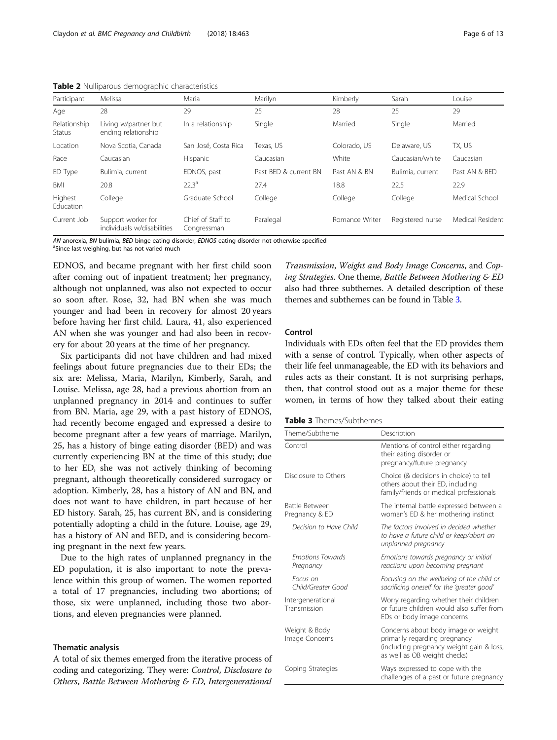**Table 2** Nulliparous demographic characteristics

| Participant | Melissa | Maria | Marilyn | Kimberly | Sarah | Louise |
|---|---|---|---|---|---|---|
| Age | 28 | 29 | 25 | 28 | 25 | 29 |
| Relationship Status | Living w/partner but ending relationship | In a relationship | Single | Married | Single | Married |
| Location | Nova Scotia, Canada | San José, Costa Rica | Texas, US | Colorado, US | Delaware, US | TX, US |
| Race | Caucasian | Hispanic | Caucasian | White | Caucasian/white | Caucasian |
| ED Type | Bulimia, current | EDNOS, past | Past BED & current BN | Past AN & BN | Bulimia, current | Past AN & BED |
| BMI | 20.8 | 22.3[a] | 27.4 | 18.8 | 22.5 | 22.9 |
| Highest Education | College | Graduate School | College | College | College | Medical School |
| Current Job | Support worker for individuals w/disabilities | Chief of Staff to Congressman | Paralegal | Romance Writer | Registered nurse | Medical Resident |

*AN* anorexia, *BN* bulimia, *BED* binge eating disorder, *EDNOS* eating disorder not otherwise specified
[a]Since last weighing, but has not varied much

EDNOS, and became pregnant with her first child soon after coming out of inpatient treatment; her pregnancy, although not unplanned, was also not expected to occur so soon after. Rose, 32, had BN when she was much younger and had been in recovery for almost 20 years before having her first child. Laura, 41, also experienced AN when she was younger and had also been in recovery for about 20 years at the time of her pregnancy.

Six participants did not have children and had mixed feelings about future pregnancies due to their EDs; the six are: Melissa, Maria, Marilyn, Kimberly, Sarah, and Louise. Melissa, age 28, had a previous abortion from an unplanned pregnancy in 2014 and continues to suffer from BN. Maria, age 29, with a past history of EDNOS, had recently become engaged and expressed a desire to become pregnant after a few years of marriage. Marilyn, 25, has a history of binge eating disorder (BED) and was currently experiencing BN at the time of this study; due to her ED, she was not actively thinking of becoming pregnant, although theoretically considered surrogacy or adoption. Kimberly, 28, has a history of AN and BN, and does not want to have children, in part because of her ED history. Sarah, 25, has current BN, and is considering potentially adopting a child in the future. Louise, age 29, has a history of AN and BED, and is considering becoming pregnant in the next few years.

Due to the high rates of unplanned pregnancy in the ED population, it is also important to note the prevalence within this group of women. The women reported a total of 17 pregnancies, including two abortions; of those, six were unplanned, including those two abortions, and eleven pregnancies were planned.

### Thematic analysis

A total of six themes emerged from the iterative process of coding and categorizing. They were: *Control*, *Disclosure to Others*, *Battle Between Mothering & ED*, *Intergenerational Transmission*, *Weight and Body Image Concerns*, and *Coping Strategies*. One theme, *Battle Between Mothering & ED* also had three subthemes. A detailed description of these themes and subthemes can be found in Table 3.

### Control

Individuals with EDs often feel that the ED provides them with a sense of control. Typically, when other aspects of their life feel unmanageable, the ED with its behaviors and rules acts as their constant. It is not surprising perhaps, then, that control stood out as a major theme for these women, in terms of how they talked about their eating

**Table 3** Themes/Subthemes

| Theme/Subtheme | Description |
|---|---|
| Control | Mentions of control either regarding their eating disorder or pregnancy/future pregnancy |
| Disclosure to Others | Choice (& decisions in choice) to tell others about their ED, including family/friends or medical professionals |
| Battle Between Pregnancy & ED | The internal battle expressed between a woman's ED & her mothering instinct |
| *Decision to Have Child* | *The factors involved in decided whether to have a future child or keep/abort an unplanned pregnancy* |
| *Emotions Towards Pregnancy* | *Emotions towards pregnancy or initial reactions upon becoming pregnant* |
| *Focus on Child/Greater Good* | *Focusing on the wellbeing of the child or sacrificing oneself for the 'greater good'* |
| Intergenerational Transmission | Worry regarding whether their children or future children would also suffer from EDs or body image concerns |
| Weight & Body Image Concerns | Concerns about body image or weight primarily regarding pregnancy (including pregnancy weight gain & loss, as well as OB weight checks) |
| Coping Strategies | Ways expressed to cope with the challenges of a past or future pregnancy |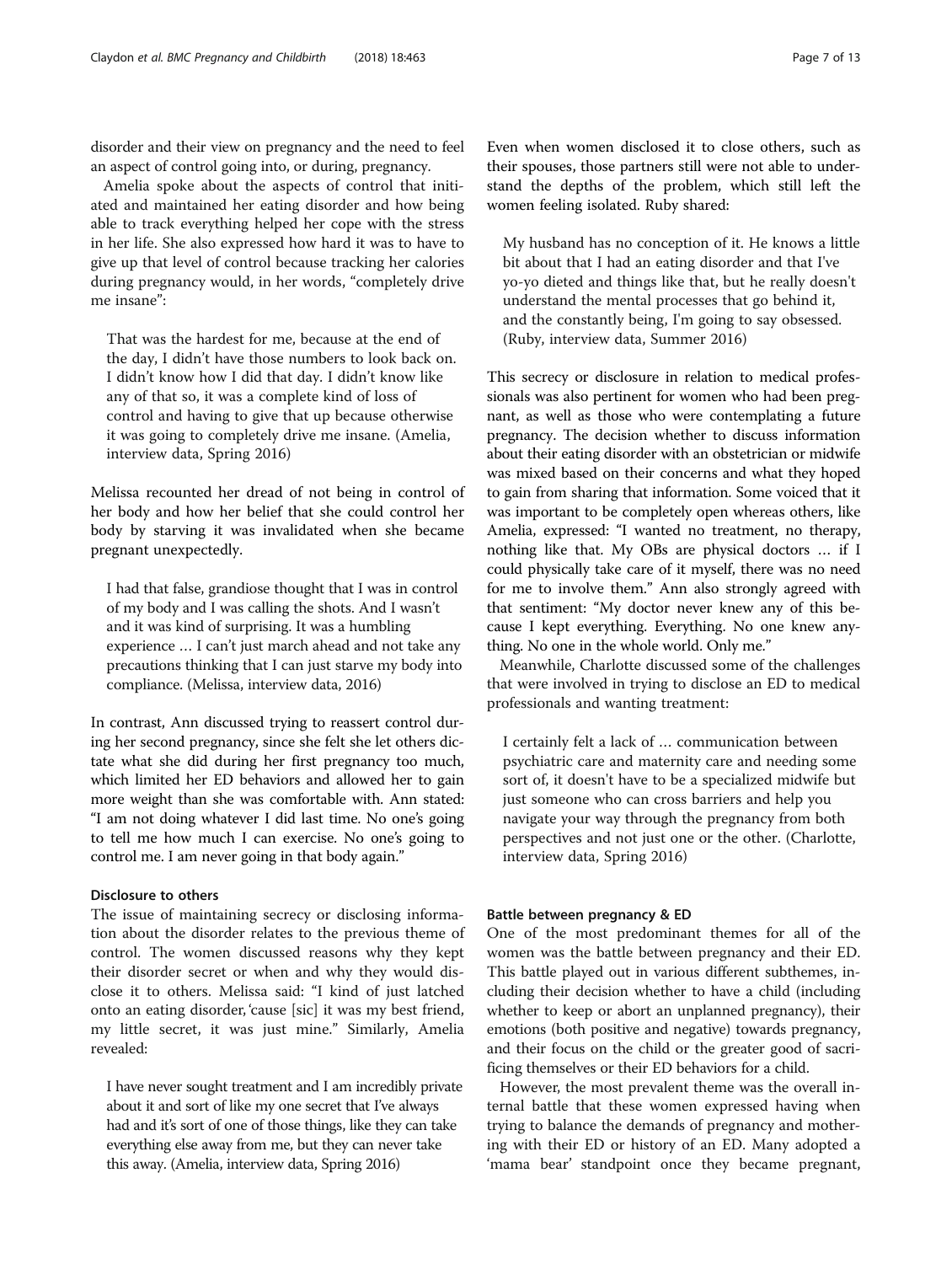disorder and their view on pregnancy and the need to feel an aspect of control going into, or during, pregnancy.

Amelia spoke about the aspects of control that initiated and maintained her eating disorder and how being able to track everything helped her cope with the stress in her life. She also expressed how hard it was to have to give up that level of control because tracking her calories during pregnancy would, in her words, "completely drive me insane":

> That was the hardest for me, because at the end of the day, I didn't have those numbers to look back on. I didn't know how I did that day. I didn't know like any of that so, it was a complete kind of loss of control and having to give that up because otherwise it was going to completely drive me insane. (Amelia, interview data, Spring 2016)

Melissa recounted her dread of not being in control of her body and how her belief that she could control her body by starving it was invalidated when she became pregnant unexpectedly.

> I had that false, grandiose thought that I was in control of my body and I was calling the shots. And I wasn't and it was kind of surprising. It was a humbling experience … I can't just march ahead and not take any precautions thinking that I can just starve my body into compliance. (Melissa, interview data, 2016)

In contrast, Ann discussed trying to reassert control during her second pregnancy, since she felt she let others dictate what she did during her first pregnancy too much, which limited her ED behaviors and allowed her to gain more weight than she was comfortable with. Ann stated: "I am not doing whatever I did last time. No one's going to tell me how much I can exercise. No one's going to control me. I am never going in that body again."

#### Disclosure to others

The issue of maintaining secrecy or disclosing information about the disorder relates to the previous theme of control. The women discussed reasons why they kept their disorder secret or when and why they would disclose it to others. Melissa said: "I kind of just latched onto an eating disorder, 'cause [sic] it was my best friend, my little secret, it was just mine." Similarly, Amelia revealed:

> I have never sought treatment and I am incredibly private about it and sort of like my one secret that I've always had and it's sort of one of those things, like they can take everything else away from me, but they can never take this away. (Amelia, interview data, Spring 2016)

Even when women disclosed it to close others, such as their spouses, those partners still were not able to understand the depths of the problem, which still left the women feeling isolated. Ruby shared:

> My husband has no conception of it. He knows a little bit about that I had an eating disorder and that I've yo-yo dieted and things like that, but he really doesn't understand the mental processes that go behind it, and the constantly being, I'm going to say obsessed. (Ruby, interview data, Summer 2016)

This secrecy or disclosure in relation to medical professionals was also pertinent for women who had been pregnant, as well as those who were contemplating a future pregnancy. The decision whether to discuss information about their eating disorder with an obstetrician or midwife was mixed based on their concerns and what they hoped to gain from sharing that information. Some voiced that it was important to be completely open whereas others, like Amelia, expressed: "I wanted no treatment, no therapy, nothing like that. My OBs are physical doctors … if I could physically take care of it myself, there was no need for me to involve them." Ann also strongly agreed with that sentiment: "My doctor never knew any of this because I kept everything. Everything. No one knew anything. No one in the whole world. Only me."

Meanwhile, Charlotte discussed some of the challenges that were involved in trying to disclose an ED to medical professionals and wanting treatment:

> I certainly felt a lack of … communication between psychiatric care and maternity care and needing some sort of, it doesn't have to be a specialized midwife but just someone who can cross barriers and help you navigate your way through the pregnancy from both perspectives and not just one or the other. (Charlotte, interview data, Spring 2016)

#### Battle between pregnancy & ED

One of the most predominant themes for all of the women was the battle between pregnancy and their ED. This battle played out in various different subthemes, including their decision whether to have a child (including whether to keep or abort an unplanned pregnancy), their emotions (both positive and negative) towards pregnancy, and their focus on the child or the greater good of sacrificing themselves or their ED behaviors for a child.

However, the most prevalent theme was the overall internal battle that these women expressed having when trying to balance the demands of pregnancy and mothering with their ED or history of an ED. Many adopted a 'mama bear' standpoint once they became pregnant,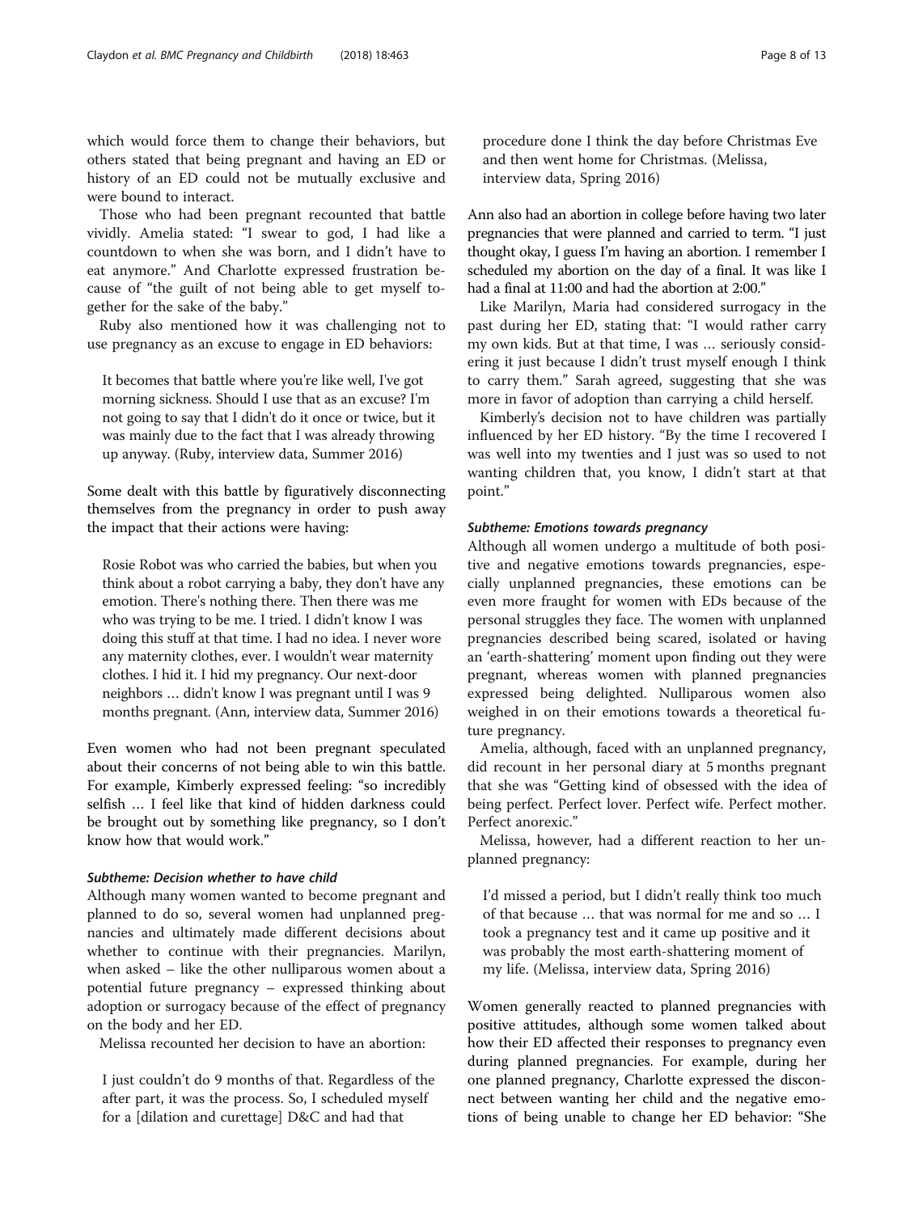which would force them to change their behaviors, but others stated that being pregnant and having an ED or history of an ED could not be mutually exclusive and were bound to interact.

Those who had been pregnant recounted that battle vividly. Amelia stated: "I swear to god, I had like a countdown to when she was born, and I didn't have to eat anymore." And Charlotte expressed frustration because of "the guilt of not being able to get myself together for the sake of the baby."

Ruby also mentioned how it was challenging not to use pregnancy as an excuse to engage in ED behaviors:

> It becomes that battle where you're like well, I've got morning sickness. Should I use that as an excuse? I'm not going to say that I didn't do it once or twice, but it was mainly due to the fact that I was already throwing up anyway. (Ruby, interview data, Summer 2016)

Some dealt with this battle by figuratively disconnecting themselves from the pregnancy in order to push away the impact that their actions were having:

> Rosie Robot was who carried the babies, but when you think about a robot carrying a baby, they don't have any emotion. There's nothing there. Then there was me who was trying to be me. I tried. I didn't know I was doing this stuff at that time. I had no idea. I never wore any maternity clothes, ever. I wouldn't wear maternity clothes. I hid it. I hid my pregnancy. Our next-door neighbors … didn't know I was pregnant until I was 9 months pregnant. (Ann, interview data, Summer 2016)

Even women who had not been pregnant speculated about their concerns of not being able to win this battle. For example, Kimberly expressed feeling: "so incredibly selfish … I feel like that kind of hidden darkness could be brought out by something like pregnancy, so I don't know how that would work."

#### *Subtheme: Decision whether to have child*

Although many women wanted to become pregnant and planned to do so, several women had unplanned pregnancies and ultimately made different decisions about whether to continue with their pregnancies. Marilyn, when asked – like the other nulliparous women about a potential future pregnancy – expressed thinking about adoption or surrogacy because of the effect of pregnancy on the body and her ED.

Melissa recounted her decision to have an abortion:

> I just couldn't do 9 months of that. Regardless of the after part, it was the process. So, I scheduled myself for a [dilation and curettage] D&C and had that procedure done I think the day before Christmas Eve and then went home for Christmas. (Melissa, interview data, Spring 2016)

Ann also had an abortion in college before having two later pregnancies that were planned and carried to term. "I just thought okay, I guess I'm having an abortion. I remember I scheduled my abortion on the day of a final. It was like I had a final at 11:00 and had the abortion at 2:00."

Like Marilyn, Maria had considered surrogacy in the past during her ED, stating that: "I would rather carry my own kids. But at that time, I was … seriously considering it just because I didn't trust myself enough I think to carry them." Sarah agreed, suggesting that she was more in favor of adoption than carrying a child herself.

Kimberly's decision not to have children was partially influenced by her ED history. "By the time I recovered I was well into my twenties and I just was so used to not wanting children that, you know, I didn't start at that point."

#### *Subtheme: Emotions towards pregnancy*

Although all women undergo a multitude of both positive and negative emotions towards pregnancies, especially unplanned pregnancies, these emotions can be even more fraught for women with EDs because of the personal struggles they face. The women with unplanned pregnancies described being scared, isolated or having an 'earth-shattering' moment upon finding out they were pregnant, whereas women with planned pregnancies expressed being delighted. Nulliparous women also weighed in on their emotions towards a theoretical future pregnancy.

Amelia, although, faced with an unplanned pregnancy, did recount in her personal diary at 5 months pregnant that she was "Getting kind of obsessed with the idea of being perfect. Perfect lover. Perfect wife. Perfect mother. Perfect anorexic."

Melissa, however, had a different reaction to her unplanned pregnancy:

> I'd missed a period, but I didn't really think too much of that because … that was normal for me and so … I took a pregnancy test and it came up positive and it was probably the most earth-shattering moment of my life. (Melissa, interview data, Spring 2016)

Women generally reacted to planned pregnancies with positive attitudes, although some women talked about how their ED affected their responses to pregnancy even during planned pregnancies. For example, during her one planned pregnancy, Charlotte expressed the disconnect between wanting her child and the negative emotions of being unable to change her ED behavior: "She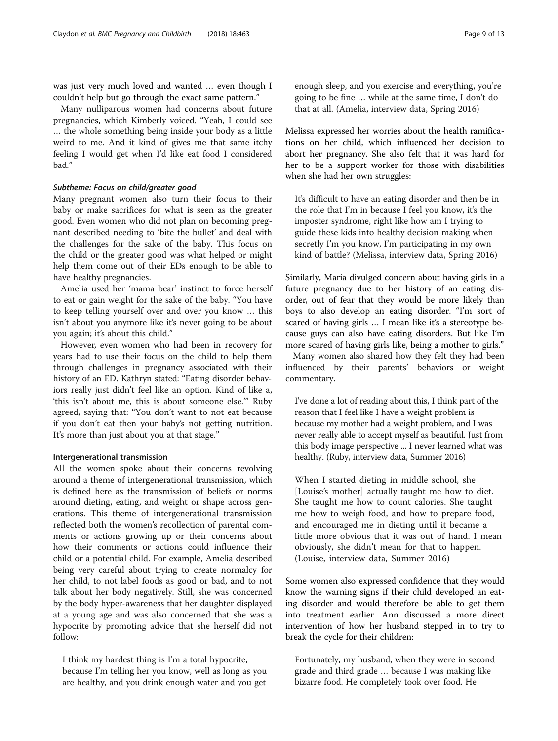was just very much loved and wanted … even though I couldn't help but go through the exact same pattern."

Many nulliparous women had concerns about future pregnancies, which Kimberly voiced. "Yeah, I could see … the whole something being inside your body as a little weird to me. And it kind of gives me that same itchy feeling I would get when I'd like eat food I considered bad."

#### *Subtheme: Focus on child/greater good*

Many pregnant women also turn their focus to their baby or make sacrifices for what is seen as the greater good. Even women who did not plan on becoming pregnant described needing to 'bite the bullet' and deal with the challenges for the sake of the baby. This focus on the child or the greater good was what helped or might help them come out of their EDs enough to be able to have healthy pregnancies.

Amelia used her 'mama bear' instinct to force herself to eat or gain weight for the sake of the baby. "You have to keep telling yourself over and over you know … this isn't about you anymore like it's never going to be about you again; it's about this child."

However, even women who had been in recovery for years had to use their focus on the child to help them through challenges in pregnancy associated with their history of an ED. Kathryn stated: "Eating disorder behaviors really just didn't feel like an option. Kind of like a, 'this isn't about me, this is about someone else.'" Ruby agreed, saying that: "You don't want to not eat because if you don't eat then your baby's not getting nutrition. It's more than just about you at that stage."

### Intergenerational transmission

All the women spoke about their concerns revolving around a theme of intergenerational transmission, which is defined here as the transmission of beliefs or norms around dieting, eating, and weight or shape across generations. This theme of intergenerational transmission reflected both the women's recollection of parental comments or actions growing up or their concerns about how their comments or actions could influence their child or a potential child. For example, Amelia described being very careful about trying to create normalcy for her child, to not label foods as good or bad, and to not talk about her body negatively. Still, she was concerned by the body hyper-awareness that her daughter displayed at a young age and was also concerned that she was a hypocrite by promoting advice that she herself did not follow:

> I think my hardest thing is I'm a total hypocrite, because I'm telling her you know, well as long as you are healthy, and you drink enough water and you get enough sleep, and you exercise and everything, you're going to be fine … while at the same time, I don't do that at all. (Amelia, interview data, Spring 2016)

Melissa expressed her worries about the health ramifications on her child, which influenced her decision to abort her pregnancy. She also felt that it was hard for her to be a support worker for those with disabilities when she had her own struggles:

> It's difficult to have an eating disorder and then be in the role that I'm in because I feel you know, it's the imposter syndrome, right like how am I trying to guide these kids into healthy decision making when secretly I'm you know, I'm participating in my own kind of battle? (Melissa, interview data, Spring 2016)

Similarly, Maria divulged concern about having girls in a future pregnancy due to her history of an eating disorder, out of fear that they would be more likely than boys to also develop an eating disorder. "I'm sort of scared of having girls … I mean like it's a stereotype because guys can also have eating disorders. But like I'm more scared of having girls like, being a mother to girls."

Many women also shared how they felt they had been influenced by their parents' behaviors or weight commentary.

> I've done a lot of reading about this, I think part of the reason that I feel like I have a weight problem is because my mother had a weight problem, and I was never really able to accept myself as beautiful. Just from this body image perspective ... I never learned what was healthy. (Ruby, interview data, Summer 2016)

> When I started dieting in middle school, she [Louise's mother] actually taught me how to diet. She taught me how to count calories. She taught me how to weigh food, and how to prepare food, and encouraged me in dieting until it became a little more obvious that it was out of hand. I mean obviously, she didn't mean for that to happen. (Louise, interview data, Summer 2016)

Some women also expressed confidence that they would know the warning signs if their child developed an eating disorder and would therefore be able to get them into treatment earlier. Ann discussed a more direct intervention of how her husband stepped in to try to break the cycle for their children:

> Fortunately, my husband, when they were in second grade and third grade … because I was making like bizarre food. He completely took over food. He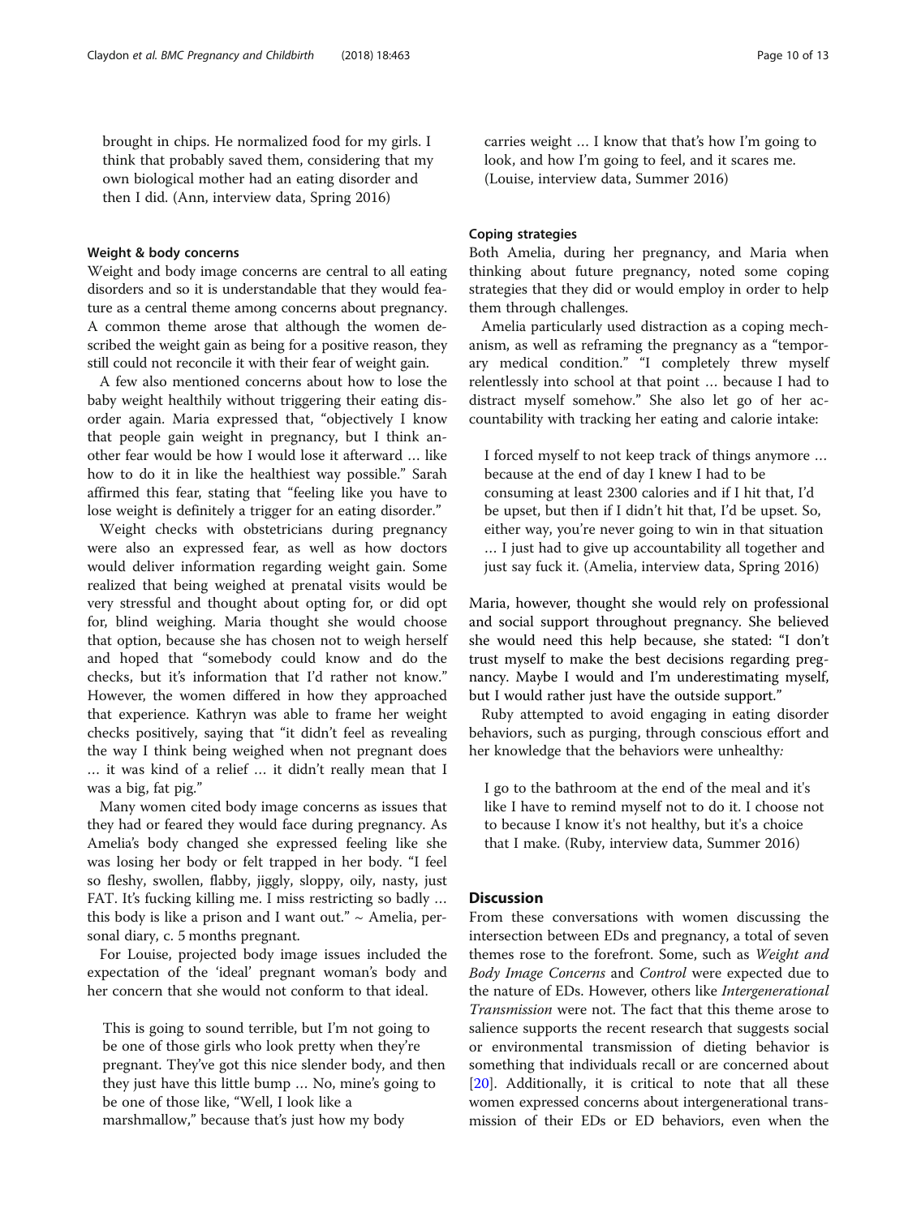brought in chips. He normalized food for my girls. I think that probably saved them, considering that my own biological mother had an eating disorder and then I did. (Ann, interview data, Spring 2016)

### Weight & body concerns

Weight and body image concerns are central to all eating disorders and so it is understandable that they would feature as a central theme among concerns about pregnancy. A common theme arose that although the women described the weight gain as being for a positive reason, they still could not reconcile it with their fear of weight gain.

A few also mentioned concerns about how to lose the baby weight healthily without triggering their eating disorder again. Maria expressed that, "objectively I know that people gain weight in pregnancy, but I think another fear would be how I would lose it afterward … like how to do it in like the healthiest way possible." Sarah affirmed this fear, stating that "feeling like you have to lose weight is definitely a trigger for an eating disorder."

Weight checks with obstetricians during pregnancy were also an expressed fear, as well as how doctors would deliver information regarding weight gain. Some realized that being weighed at prenatal visits would be very stressful and thought about opting for, or did opt for, blind weighing. Maria thought she would choose that option, because she has chosen not to weigh herself and hoped that "somebody could know and do the checks, but it's information that I'd rather not know." However, the women differed in how they approached that experience. Kathryn was able to frame her weight checks positively, saying that "it didn't feel as revealing the way I think being weighed when not pregnant does … it was kind of a relief … it didn't really mean that I was a big, fat pig."

Many women cited body image concerns as issues that they had or feared they would face during pregnancy. As Amelia's body changed she expressed feeling like she was losing her body or felt trapped in her body. "I feel so fleshy, swollen, flabby, jiggly, sloppy, oily, nasty, just FAT. It's fucking killing me. I miss restricting so badly … this body is like a prison and I want out." ~ Amelia, personal diary, c. 5 months pregnant.

For Louise, projected body image issues included the expectation of the 'ideal' pregnant woman's body and her concern that she would not conform to that ideal.

> This is going to sound terrible, but I'm not going to be one of those girls who look pretty when they're pregnant. They've got this nice slender body, and then they just have this little bump … No, mine's going to be one of those like, "Well, I look like a marshmallow," because that's just how my body carries weight … I know that that's how I'm going to look, and how I'm going to feel, and it scares me. (Louise, interview data, Summer 2016)

### Coping strategies

Both Amelia, during her pregnancy, and Maria when thinking about future pregnancy, noted some coping strategies that they did or would employ in order to help them through challenges.

Amelia particularly used distraction as a coping mechanism, as well as reframing the pregnancy as a "temporary medical condition." "I completely threw myself relentlessly into school at that point … because I had to distract myself somehow." She also let go of her accountability with tracking her eating and calorie intake:

> I forced myself to not keep track of things anymore … because at the end of day I knew I had to be consuming at least 2300 calories and if I hit that, I'd be upset, but then if I didn't hit that, I'd be upset. So, either way, you're never going to win in that situation … I just had to give up accountability all together and just say fuck it. (Amelia, interview data, Spring 2016)

Maria, however, thought she would rely on professional and social support throughout pregnancy. She believed she would need this help because, she stated: "I don't trust myself to make the best decisions regarding pregnancy. Maybe I would and I'm underestimating myself, but I would rather just have the outside support."

Ruby attempted to avoid engaging in eating disorder behaviors, such as purging, through conscious effort and her knowledge that the behaviors were unhealthy:

> I go to the bathroom at the end of the meal and it's like I have to remind myself not to do it. I choose not to because I know it's not healthy, but it's a choice that I make. (Ruby, interview data, Summer 2016)

## Discussion

From these conversations with women discussing the intersection between EDs and pregnancy, a total of seven themes rose to the forefront. Some, such as *Weight and Body Image Concerns* and *Control* were expected due to the nature of EDs. However, others like *Intergenerational Transmission* were not. The fact that this theme arose to salience supports the recent research that suggests social or environmental transmission of dieting behavior is something that individuals recall or are concerned about [20]. Additionally, it is critical to note that all these women expressed concerns about intergenerational transmission of their EDs or ED behaviors, even when the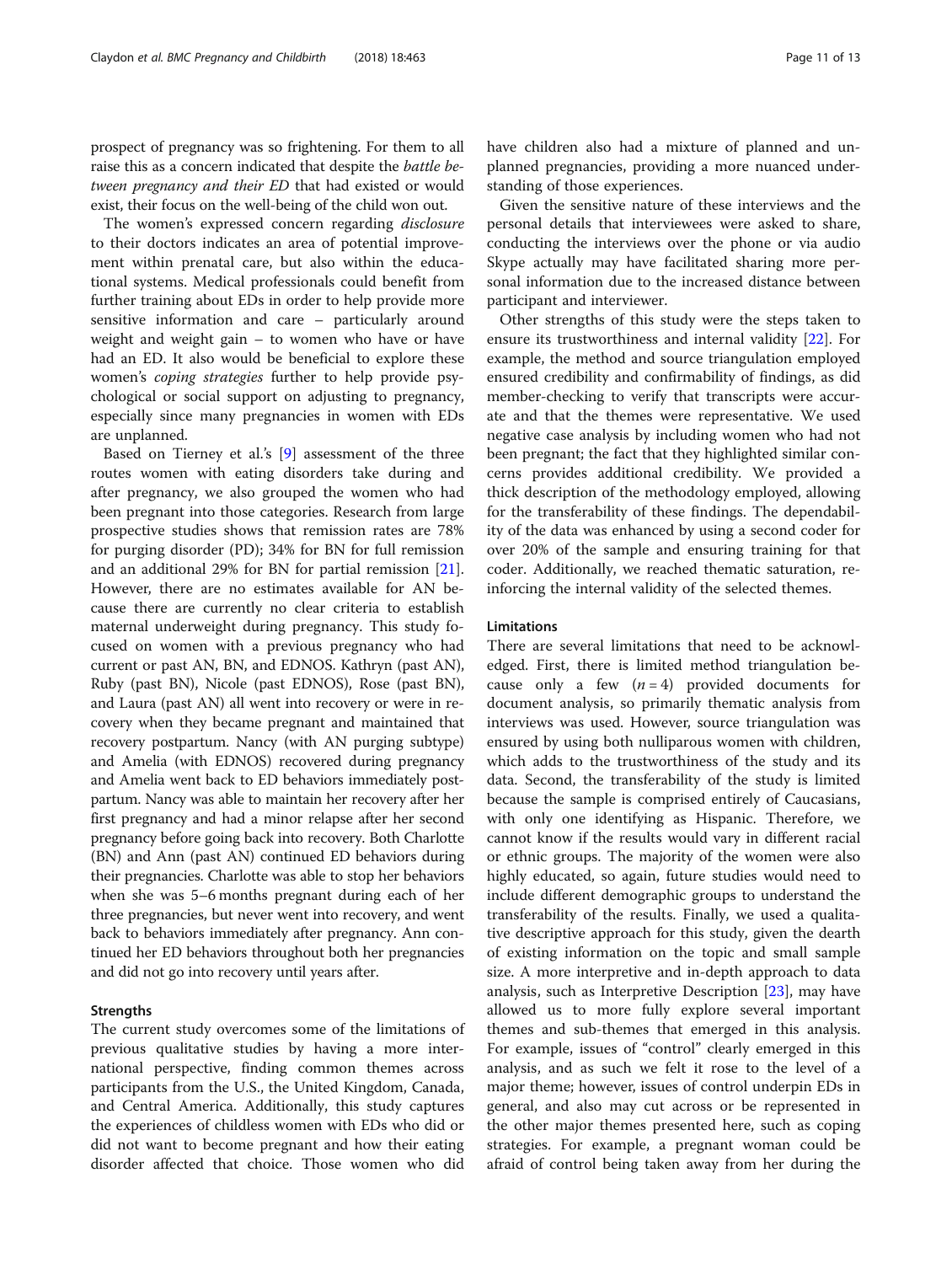prospect of pregnancy was so frightening. For them to all raise this as a concern indicated that despite the *battle between pregnancy and their ED* that had existed or would exist, their focus on the well-being of the child won out.

The women's expressed concern regarding *disclosure* to their doctors indicates an area of potential improvement within prenatal care, but also within the educational systems. Medical professionals could benefit from further training about EDs in order to help provide more sensitive information and care – particularly around weight and weight gain – to women who have or have had an ED. It also would be beneficial to explore these women's *coping strategies* further to help provide psychological or social support on adjusting to pregnancy, especially since many pregnancies in women with EDs are unplanned.

Based on Tierney et al.'s [9] assessment of the three routes women with eating disorders take during and after pregnancy, we also grouped the women who had been pregnant into those categories. Research from large prospective studies shows that remission rates are 78% for purging disorder (PD); 34% for BN for full remission and an additional 29% for BN for partial remission [21]. However, there are no estimates available for AN because there are currently no clear criteria to establish maternal underweight during pregnancy. This study focused on women with a previous pregnancy who had current or past AN, BN, and EDNOS. Kathryn (past AN), Ruby (past BN), Nicole (past EDNOS), Rose (past BN), and Laura (past AN) all went into recovery or were in recovery when they became pregnant and maintained that recovery postpartum. Nancy (with AN purging subtype) and Amelia (with EDNOS) recovered during pregnancy and Amelia went back to ED behaviors immediately postpartum. Nancy was able to maintain her recovery after her first pregnancy and had a minor relapse after her second pregnancy before going back into recovery. Both Charlotte (BN) and Ann (past AN) continued ED behaviors during their pregnancies. Charlotte was able to stop her behaviors when she was 5–6 months pregnant during each of her three pregnancies, but never went into recovery, and went back to behaviors immediately after pregnancy. Ann continued her ED behaviors throughout both her pregnancies and did not go into recovery until years after.

## Strengths

The current study overcomes some of the limitations of previous qualitative studies by having a more international perspective, finding common themes across participants from the U.S., the United Kingdom, Canada, and Central America. Additionally, this study captures the experiences of childless women with EDs who did or did not want to become pregnant and how their eating disorder affected that choice. Those women who did have children also had a mixture of planned and unplanned pregnancies, providing a more nuanced understanding of those experiences.

Given the sensitive nature of these interviews and the personal details that interviewees were asked to share, conducting the interviews over the phone or via audio Skype actually may have facilitated sharing more personal information due to the increased distance between participant and interviewer.

Other strengths of this study were the steps taken to ensure its trustworthiness and internal validity [22]. For example, the method and source triangulation employed ensured credibility and confirmability of findings, as did member-checking to verify that transcripts were accurate and that the themes were representative. We used negative case analysis by including women who had not been pregnant; the fact that they highlighted similar concerns provides additional credibility. We provided a thick description of the methodology employed, allowing for the transferability of these findings. The dependability of the data was enhanced by using a second coder for over 20% of the sample and ensuring training for that coder. Additionally, we reached thematic saturation, reinforcing the internal validity of the selected themes.

## Limitations

There are several limitations that need to be acknowledged. First, there is limited method triangulation because only a few ($n = 4$) provided documents for document analysis, so primarily thematic analysis from interviews was used. However, source triangulation was ensured by using both nulliparous women with children, which adds to the trustworthiness of the study and its data. Second, the transferability of the study is limited because the sample is comprised entirely of Caucasians, with only one identifying as Hispanic. Therefore, we cannot know if the results would vary in different racial or ethnic groups. The majority of the women were also highly educated, so again, future studies would need to include different demographic groups to understand the transferability of the results. Finally, we used a qualitative descriptive approach for this study, given the dearth of existing information on the topic and small sample size. A more interpretive and in-depth approach to data analysis, such as Interpretive Description [23], may have allowed us to more fully explore several important themes and sub-themes that emerged in this analysis. For example, issues of "control" clearly emerged in this analysis, and as such we felt it rose to the level of a major theme; however, issues of control underpin EDs in general, and also may cut across or be represented in the other major themes presented here, such as coping strategies. For example, a pregnant woman could be afraid of control being taken away from her during the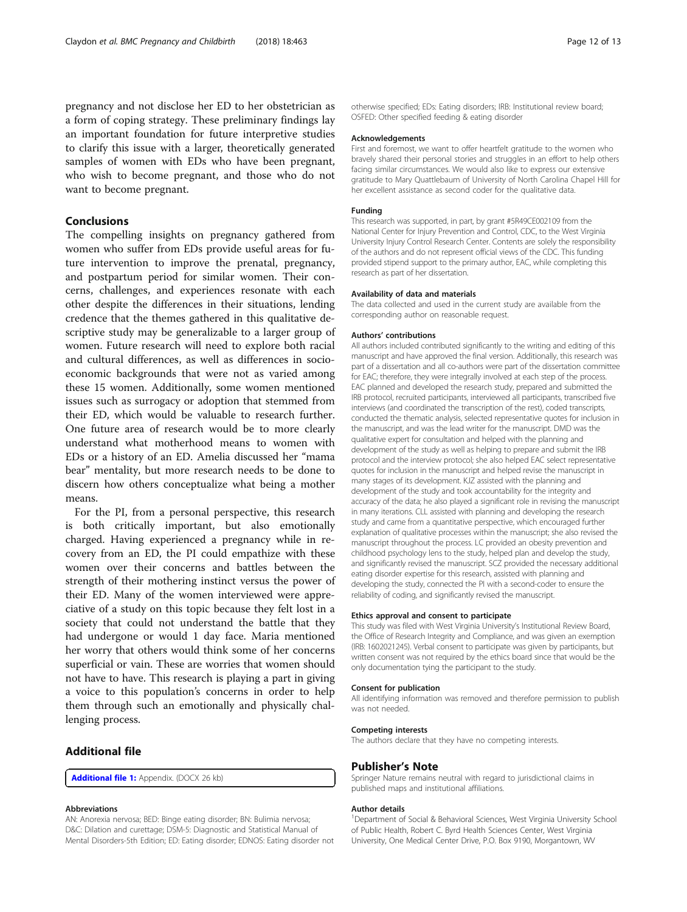pregnancy and not disclose her ED to her obstetrician as a form of coping strategy. These preliminary findings lay an important foundation for future interpretive studies to clarify this issue with a larger, theoretically generated samples of women with EDs who have been pregnant, who wish to become pregnant, and those who do not want to become pregnant.

## Conclusions

The compelling insights on pregnancy gathered from women who suffer from EDs provide useful areas for future intervention to improve the prenatal, pregnancy, and postpartum period for similar women. Their concerns, challenges, and experiences resonate with each other despite the differences in their situations, lending credence that the themes gathered in this qualitative descriptive study may be generalizable to a larger group of women. Future research will need to explore both racial and cultural differences, as well as differences in socioeconomic backgrounds that were not as varied among these 15 women. Additionally, some women mentioned issues such as surrogacy or adoption that stemmed from their ED, which would be valuable to research further. One future area of research would be to more clearly understand what motherhood means to women with EDs or a history of an ED. Amelia discussed her "mama bear" mentality, but more research needs to be done to discern how others conceptualize what being a mother means.

For the PI, from a personal perspective, this research is both critically important, but also emotionally charged. Having experienced a pregnancy while in recovery from an ED, the PI could empathize with these women over their concerns and battles between the strength of their mothering instinct versus the power of their ED. Many of the women interviewed were appreciative of a study on this topic because they felt lost in a society that could not understand the battle that they had undergone or would 1 day face. Maria mentioned her worry that others would think some of her concerns superficial or vain. These are worries that women should not have to have. This research is playing a part in giving a voice to this population's concerns in order to help them through such an emotionally and physically challenging process.

## Additional file

**Additional file 1:** Appendix. (DOCX 26 kb)

#### Abbreviations

AN: Anorexia nervosa; BED: Binge eating disorder; BN: Bulimia nervosa; D&C: Dilation and curettage; DSM-5: Diagnostic and Statistical Manual of Mental Disorders-5th Edition; ED: Eating disorder; EDNOS: Eating disorder not otherwise specified; EDs: Eating disorders; IRB: Institutional review board; OSFED: Other specified feeding & eating disorder

#### Acknowledgements

First and foremost, we want to offer heartfelt gratitude to the women who bravely shared their personal stories and struggles in an effort to help others facing similar circumstances. We would also like to express our extensive gratitude to Mary Quattlebaum of University of North Carolina Chapel Hill for her excellent assistance as second coder for the qualitative data.

#### Funding

This research was supported, in part, by grant #5R49CE002109 from the National Center for Injury Prevention and Control, CDC, to the West Virginia University Injury Control Research Center. Contents are solely the responsibility of the authors and do not represent official views of the CDC. This funding provided stipend support to the primary author, EAC, while completing this research as part of her dissertation.

#### Availability of data and materials

The data collected and used in the current study are available from the corresponding author on reasonable request.

#### Authors' contributions

All authors included contributed significantly to the writing and editing of this manuscript and have approved the final version. Additionally, this research was part of a dissertation and all co-authors were part of the dissertation committee for EAC; therefore, they were integrally involved at each step of the process. EAC planned and developed the research study, prepared and submitted the IRB protocol, recruited participants, interviewed all participants, transcribed five interviews (and coordinated the transcription of the rest), coded transcripts, conducted the thematic analysis, selected representative quotes for inclusion in the manuscript, and was the lead writer for the manuscript. DMD was the qualitative expert for consultation and helped with the planning and development of the study as well as helping to prepare and submit the IRB protocol and the interview protocol; she also helped EAC select representative quotes for inclusion in the manuscript and helped revise the manuscript in many stages of its development. KJZ assisted with the planning and development of the study and took accountability for the integrity and accuracy of the data; he also played a significant role in revising the manuscript in many iterations. CLL assisted with planning and developing the research study and came from a quantitative perspective, which encouraged further explanation of qualitative processes within the manuscript; she also revised the manuscript throughout the process. LC provided an obesity prevention and childhood psychology lens to the study, helped plan and develop the study, and significantly revised the manuscript. SCZ provided the necessary additional eating disorder expertise for this research, assisted with planning and developing the study, connected the PI with a second-coder to ensure the reliability of coding, and significantly revised the manuscript.

#### Ethics approval and consent to participate

This study was filed with West Virginia University's Institutional Review Board, the Office of Research Integrity and Compliance, and was given an exemption (IRB: 1602021245). Verbal consent to participate was given by participants, but written consent was not required by the ethics board since that would be the only documentation tying the participant to the study.

#### Consent for publication

All identifying information was removed and therefore permission to publish was not needed.

#### Competing interests

The authors declare that they have no competing interests.

## Publisher's Note

Springer Nature remains neutral with regard to jurisdictional claims in published maps and institutional affiliations.

#### Author details

[1]Department of Social & Behavioral Sciences, West Virginia University School of Public Health, Robert C. Byrd Health Sciences Center, West Virginia University, One Medical Center Drive, P.O. Box 9190, Morgantown, WV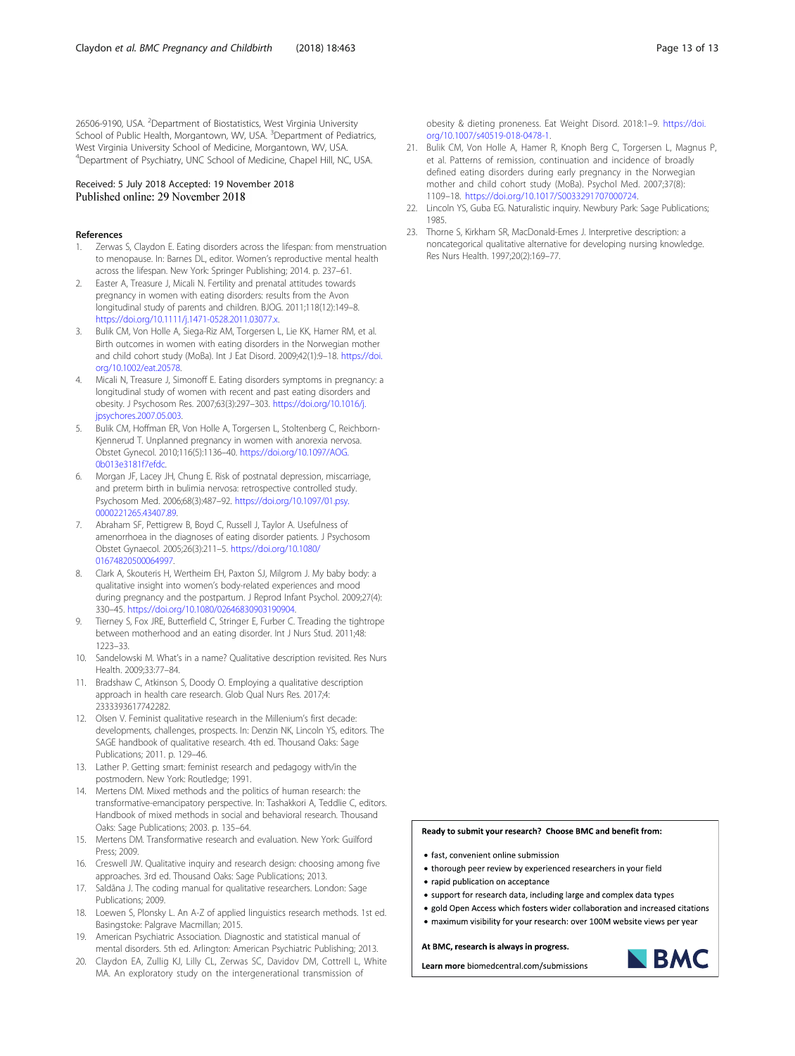26506-9190, USA. [2]Department of Biostatistics, West Virginia University School of Public Health, Morgantown, WV, USA. [3]Department of Pediatrics, West Virginia University School of Medicine, Morgantown, WV, USA. [4]Department of Psychiatry, UNC School of Medicine, Chapel Hill, NC, USA.

Received: 5 July 2018 Accepted: 19 November 2018
Published online: 29 November 2018

## References

1. Zerwas S, Claydon E. Eating disorders across the lifespan: from menstruation to menopause. In: Barnes DL, editor. Women's reproductive mental health across the lifespan. New York: Springer Publishing; 2014. p. 237–61.
2. Easter A, Treasure J, Micali N. Fertility and prenatal attitudes towards pregnancy in women with eating disorders: results from the Avon longitudinal study of parents and children. BJOG. 2011;118(12):149–8. https://doi.org/10.1111/j.1471-0528.2011.03077.x.
3. Bulik CM, Von Holle A, Siega-Riz AM, Torgersen L, Lie KK, Hamer RM, et al. Birth outcomes in women with eating disorders in the Norwegian mother and child cohort study (MoBa). Int J Eat Disord. 2009;42(1):9–18. https://doi.org/10.1002/eat.20578.
4. Micali N, Treasure J, Simonoff E. Eating disorders symptoms in pregnancy: a longitudinal study of women with recent and past eating disorders and obesity. J Psychosom Res. 2007;63(3):297–303. https://doi.org/10.1016/j.jpsychores.2007.05.003.
5. Bulik CM, Hoffman ER, Von Holle A, Torgersen L, Stoltenberg C, Reichborn-Kjennerud T. Unplanned pregnancy in women with anorexia nervosa. Obstet Gynecol. 2010;116(5):1136–40. https://doi.org/10.1097/AOG.0b013e3181f7efdc.
6. Morgan JF, Lacey JH, Chung E. Risk of postnatal depression, miscarriage, and preterm birth in bulimia nervosa: retrospective controlled study. Psychosom Med. 2006;68(3):487–92. https://doi.org/10.1097/01.psy.0000221265.43407.89.
7. Abraham SF, Pettigrew B, Boyd C, Russell J, Taylor A. Usefulness of amenorrhoea in the diagnoses of eating disorder patients. J Psychosom Obstet Gynaecol. 2005;26(3):211–5. https://doi.org/10.1080/01674820500064997.
8. Clark A, Skouteris H, Wertheim EH, Paxton SJ, Milgrom J. My baby body: a qualitative insight into women's body-related experiences and mood during pregnancy and the postpartum. J Reprod Infant Psychol. 2009;27(4):330–45. https://doi.org/10.1080/02646830903190904.
9. Tierney S, Fox JRE, Butterfield C, Stringer E, Furber C. Treading the tightrope between motherhood and an eating disorder. Int J Nurs Stud. 2011;48:1223–33.
10. Sandelowski M. What's in a name? Qualitative description revisited. Res Nurs Health. 2009;33:77–84.
11. Bradshaw C, Atkinson S, Doody O. Employing a qualitative description approach in health care research. Glob Qual Nurs Res. 2017;4:2333393617742282.
12. Olsen V. Feminist qualitative research in the Millenium's first decade: developments, challenges, prospects. In: Denzin NK, Lincoln YS, editors. The SAGE handbook of qualitative research. 4th ed. Thousand Oaks: Sage Publications; 2011. p. 129–46.
13. Lather P. Getting smart: feminist research and pedagogy with/in the postmodern. New York: Routledge; 1991.
14. Mertens DM. Mixed methods and the politics of human research: the transformative-emancipatory perspective. In: Tashakkori A, Teddlie C, editors. Handbook of mixed methods in social and behavioral research. Thousand Oaks: Sage Publications; 2003. p. 135–64.
15. Mertens DM. Transformative research and evaluation. New York: Guilford Press; 2009.
16. Creswell JW. Qualitative inquiry and research design: choosing among five approaches. 3rd ed. Thousand Oaks: Sage Publications; 2013.
17. Saldāna J. The coding manual for qualitative researchers. London: Sage Publications; 2009.
18. Loewen S, Plonsky L. An A-Z of applied linguistics research methods. 1st ed. Basingstoke: Palgrave Macmillan; 2015.
19. American Psychiatric Association. Diagnostic and statistical manual of mental disorders. 5th ed. Arlington: American Psychiatric Publishing; 2013.
20. Claydon EA, Zullig KJ, Lilly CL, Zerwas SC, Davidov DM, Cottrell L, White MA. An exploratory study on the intergenerational transmission of obesity & dieting proneness. Eat Weight Disord. 2018:1–9. https://doi.org/10.1007/s40519-018-0478-1.
21. Bulik CM, Von Holle A, Hamer R, Knoph Berg C, Torgersen L, Magnus P, et al. Patterns of remission, continuation and incidence of broadly defined eating disorders during early pregnancy in the Norwegian mother and child cohort study (MoBa). Psychol Med. 2007;37(8):1109–18. https://doi.org/10.1017/S0033291707000724.
22. Lincoln YS, Guba EG. Naturalistic inquiry. Newbury Park: Sage Publications; 1985.
23. Thorne S, Kirkham SR, MacDonald-Emes J. Interpretive description: a noncategorical qualitative alternative for developing nursing knowledge. Res Nurs Health. 1997;20(2):169–77.

**Ready to submit your research? Choose BMC and benefit from:**

- fast, convenient online submission
- thorough peer review by experienced researchers in your field
- rapid publication on acceptance
- support for research data, including large and complex data types
- gold Open Access which fosters wider collaboration and increased citations
- maximum visibility for your research: over 100M website views per year

**At BMC, research is always in progress.**

**Learn more** biomedcentral.com/submissions

BMC